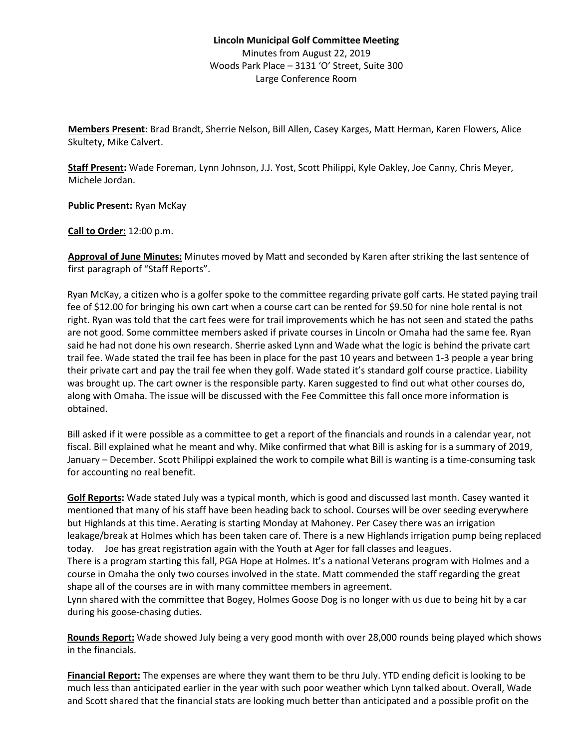**Lincoln Municipal Golf Committee Meeting**

Minutes from August 22, 2019

Woods Park Place – 3131 'O' Street, Suite 300

Large Conference Room

**Members Present**: Brad Brandt, Sherrie Nelson, Bill Allen, Casey Karges, Matt Herman, Karen Flowers, Alice Skultety, Mike Calvert.

**Staff Present:** Wade Foreman, Lynn Johnson, J.J. Yost, Scott Philippi, Kyle Oakley, Joe Canny, Chris Meyer, Michele Jordan.

**Public Present:** Ryan McKay

**Call to Order:** 12:00 p.m.

**Approval of June Minutes:** Minutes moved by Matt and seconded by Karen after striking the last sentence of first paragraph of "Staff Reports".

Ryan McKay, a citizen who is a golfer spoke to the committee regarding private golf carts. He stated paying trail fee of $12.00 for bringing his own cart when a course cart can be rented for $9.50 for nine hole rental is not right. Ryan was told that the cart fees were for trail improvements which he has not seen and stated the paths are not good. Some committee members asked if private courses in Lincoln or Omaha had the same fee. Ryan said he had not done his own research. Sherrie asked Lynn and Wade what the logic is behind the private cart trail fee. Wade stated the trail fee has been in place for the past 10 years and between 1-3 people a year bring their private cart and pay the trail fee when they golf. Wade stated it's standard golf course practice. Liability was brought up. The cart owner is the responsible party. Karen suggested to find out what other courses do, along with Omaha. The issue will be discussed with the Fee Committee this fall once more information is obtained.

Bill asked if it were possible as a committee to get a report of the financials and rounds in a calendar year, not fiscal. Bill explained what he meant and why. Mike confirmed that what Bill is asking for is a summary of 2019, January – December. Scott Philippi explained the work to compile what Bill is wanting is a time-consuming task for accounting no real benefit.

**Golf Reports:** Wade stated July was a typical month, which is good and discussed last month. Casey wanted it mentioned that many of his staff have been heading back to school. Courses will be over seeding everywhere but Highlands at this time. Aerating is starting Monday at Mahoney. Per Casey there was an irrigation leakage/break at Holmes which has been taken care of. There is a new Highlands irrigation pump being replaced today. Joe has great registration again with the Youth at Ager for fall classes and leagues.

There is a program starting this fall, PGA Hope at Holmes. It's a national Veterans program with Holmes and a course in Omaha the only two courses involved in the state. Matt commended the staff regarding the great shape all of the courses are in with many committee members in agreement.

Lynn shared with the committee that Bogey, Holmes Goose Dog is no longer with us due to being hit by a car during his goose-chasing duties.

**Rounds Report:** Wade showed July being a very good month with over 28,000 rounds being played which shows in the financials.

**Financial Report:** The expenses are where they want them to be thru July. YTD ending deficit is looking to be much less than anticipated earlier in the year with such poor weather which Lynn talked about. Overall, Wade and Scott shared that the financial stats are looking much better than anticipated and a possible profit on the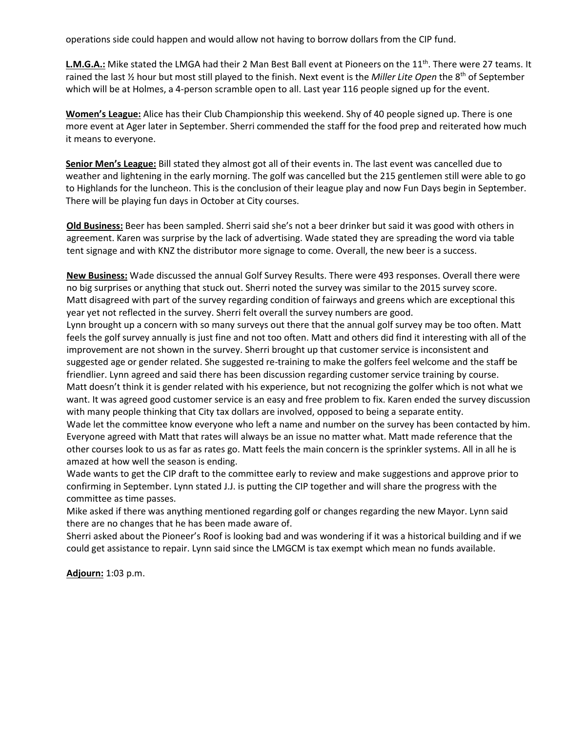operations side could happen and would allow not having to borrow dollars from the CIP fund.

**L.M.G.A.:** Mike stated the LMGA had their 2 Man Best Ball event at Pioneers on the 11th. There were 27 teams. It rained the last ½ hour but most still played to the finish. Next event is the *Miller Lite Open* the 8th of September which will be at Holmes, a 4-person scramble open to all. Last year 116 people signed up for the event.

**Women's League:** Alice has their Club Championship this weekend. Shy of 40 people signed up. There is one more event at Ager later in September. Sherri commended the staff for the food prep and reiterated how much it means to everyone.

**Senior Men's League:** Bill stated they almost got all of their events in. The last event was cancelled due to weather and lightening in the early morning. The golf was cancelled but the 215 gentlemen still were able to go to Highlands for the luncheon. This is the conclusion of their league play and now Fun Days begin in September. There will be playing fun days in October at City courses.

**Old Business:** Beer has been sampled. Sherri said she's not a beer drinker but said it was good with others in agreement. Karen was surprise by the lack of advertising. Wade stated they are spreading the word via table tent signage and with KNZ the distributor more signage to come. Overall, the new beer is a success.

**New Business:** Wade discussed the annual Golf Survey Results. There were 493 responses. Overall there were no big surprises or anything that stuck out. Sherri noted the survey was similar to the 2015 survey score. Matt disagreed with part of the survey regarding condition of fairways and greens which are exceptional this year yet not reflected in the survey. Sherri felt overall the survey numbers are good.

Lynn brought up a concern with so many surveys out there that the annual golf survey may be too often. Matt feels the golf survey annually is just fine and not too often. Matt and others did find it interesting with all of the improvement are not shown in the survey. Sherri brought up that customer service is inconsistent and suggested age or gender related. She suggested re-training to make the golfers feel welcome and the staff be friendlier. Lynn agreed and said there has been discussion regarding customer service training by course. Matt doesn't think it is gender related with his experience, but not recognizing the golfer which is not what we want. It was agreed good customer service is an easy and free problem to fix. Karen ended the survey discussion with many people thinking that City tax dollars are involved, opposed to being a separate entity.

Wade let the committee know everyone who left a name and number on the survey has been contacted by him. Everyone agreed with Matt that rates will always be an issue no matter what. Matt made reference that the other courses look to us as far as rates go. Matt feels the main concern is the sprinkler systems. All in all he is amazed at how well the season is ending.

Wade wants to get the CIP draft to the committee early to review and make suggestions and approve prior to confirming in September. Lynn stated J.J. is putting the CIP together and will share the progress with the committee as time passes.

Mike asked if there was anything mentioned regarding golf or changes regarding the new Mayor. Lynn said there are no changes that he has been made aware of.

Sherri asked about the Pioneer's Roof is looking bad and was wondering if it was a historical building and if we could get assistance to repair. Lynn said since the LMGCM is tax exempt which mean no funds available.

**Adjourn:** 1:03 p.m.